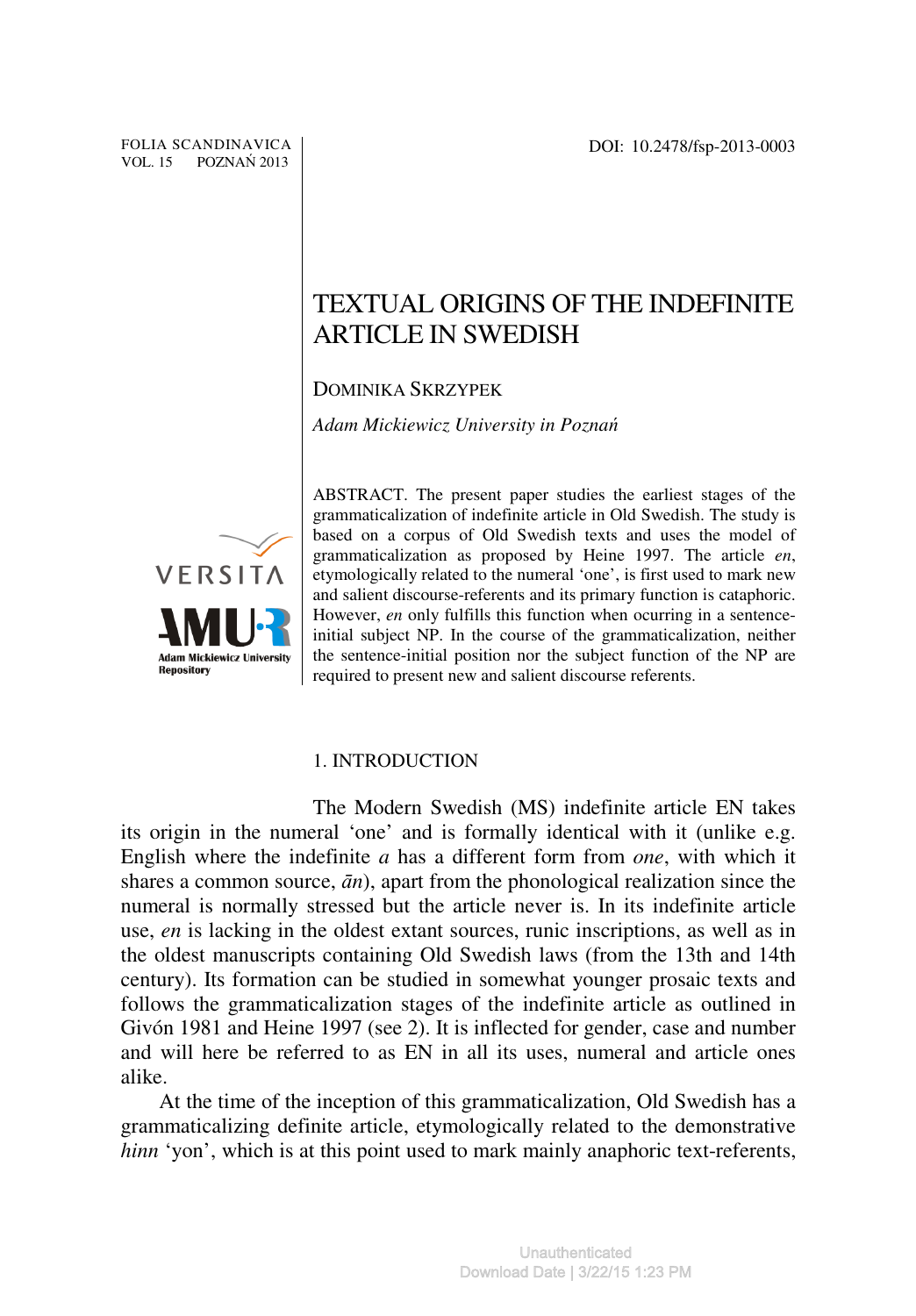FOLIA SCANDINAVICA
VOL. 15 POZNAŃ 2013

DOI: 10.2478/fsp-2013-0003

# TEXTUAL ORIGINS OF THE INDEFINITE ARTICLE IN SWEDISH

DOMINIKA SKRZYPEK

*Adam Mickiewicz University in Poznań*

ABSTRACT. The present paper studies the earliest stages of the grammaticalization of indefinite article in Old Swedish. The study is based on a corpus of Old Swedish texts and uses the model of grammaticalization as proposed by Heine 1997. The article *en*, etymologically related to the numeral 'one', is first used to mark new and salient discourse-referents and its primary function is cataphoric. However, *en* only fulfills this function when ocurring in a sentence-initial subject NP. In the course of the grammaticalization, neither the sentence-initial position nor the subject function of the NP are required to present new and salient discourse referents.

## 1. INTRODUCTION

The Modern Swedish (MS) indefinite article EN takes its origin in the numeral 'one' and is formally identical with it (unlike e.g. English where the indefinite *a* has a different form from *one*, with which it shares a common source, *ān*), apart from the phonological realization since the numeral is normally stressed but the article never is. In its indefinite article use, *en* is lacking in the oldest extant sources, runic inscriptions, as well as in the oldest manuscripts containing Old Swedish laws (from the 13th and 14th century). Its formation can be studied in somewhat younger prosaic texts and follows the grammaticalization stages of the indefinite article as outlined in Givón 1981 and Heine 1997 (see 2). It is inflected for gender, case and number and will here be referred to as EN in all its uses, numeral and article ones alike.

At the time of the inception of this grammaticalization, Old Swedish has a grammaticalizing definite article, etymologically related to the demonstrative *hinn* 'yon', which is at this point used to mark mainly anaphoric text-referents,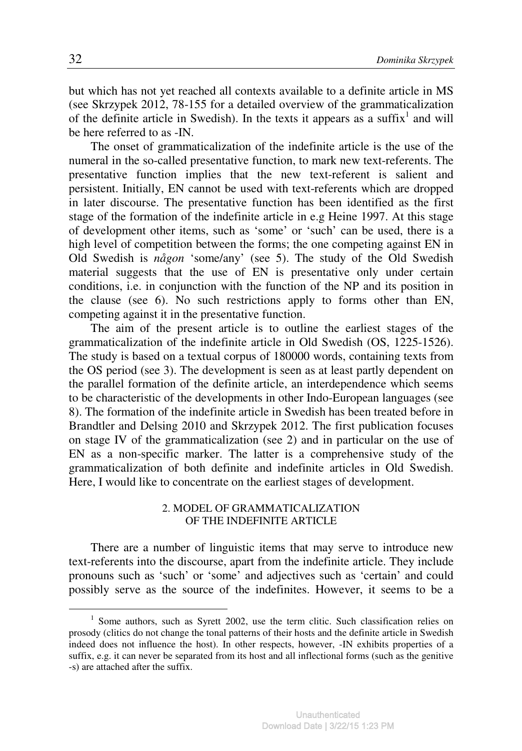but which has not yet reached all contexts available to a definite article in MS (see Skrzypek 2012, 78-155 for a detailed overview of the grammaticalization of the definite article in Swedish). In the texts it appears as a suffix[1] and will be here referred to as -IN.

The onset of grammaticalization of the indefinite article is the use of the numeral in the so-called presentative function, to mark new text-referents. The presentative function implies that the new text-referent is salient and persistent. Initially, EN cannot be used with text-referents which are dropped in later discourse. The presentative function has been identified as the first stage of the formation of the indefinite article in e.g Heine 1997. At this stage of development other items, such as 'some' or 'such' can be used, there is a high level of competition between the forms; the one competing against EN in Old Swedish is *någon* 'some/any' (see 5). The study of the Old Swedish material suggests that the use of EN is presentative only under certain conditions, i.e. in conjunction with the function of the NP and its position in the clause (see 6). No such restrictions apply to forms other than EN, competing against it in the presentative function.

The aim of the present article is to outline the earliest stages of the grammaticalization of the indefinite article in Old Swedish (OS, 1225-1526). The study is based on a textual corpus of 180000 words, containing texts from the OS period (see 3). The development is seen as at least partly dependent on the parallel formation of the definite article, an interdependence which seems to be characteristic of the developments in other Indo-European languages (see 8). The formation of the indefinite article in Swedish has been treated before in Brandtler and Delsing 2010 and Skrzypek 2012. The first publication focuses on stage IV of the grammaticalization (see 2) and in particular on the use of EN as a non-specific marker. The latter is a comprehensive study of the grammaticalization of both definite and indefinite articles in Old Swedish. Here, I would like to concentrate on the earliest stages of development.

## 2. MODEL OF GRAMMATICALIZATION OF THE INDEFINITE ARTICLE

There are a number of linguistic items that may serve to introduce new text-referents into the discourse, apart from the indefinite article. They include pronouns such as 'such' or 'some' and adjectives such as 'certain' and could possibly serve as the source of the indefinites. However, it seems to be a

[1] Some authors, such as Syrett 2002, use the term clitic. Such classification relies on prosody (clitics do not change the tonal patterns of their hosts and the definite article in Swedish indeed does not influence the host). In other respects, however, -IN exhibits properties of a suffix, e.g. it can never be separated from its host and all inflectional forms (such as the genitive -s) are attached after the suffix.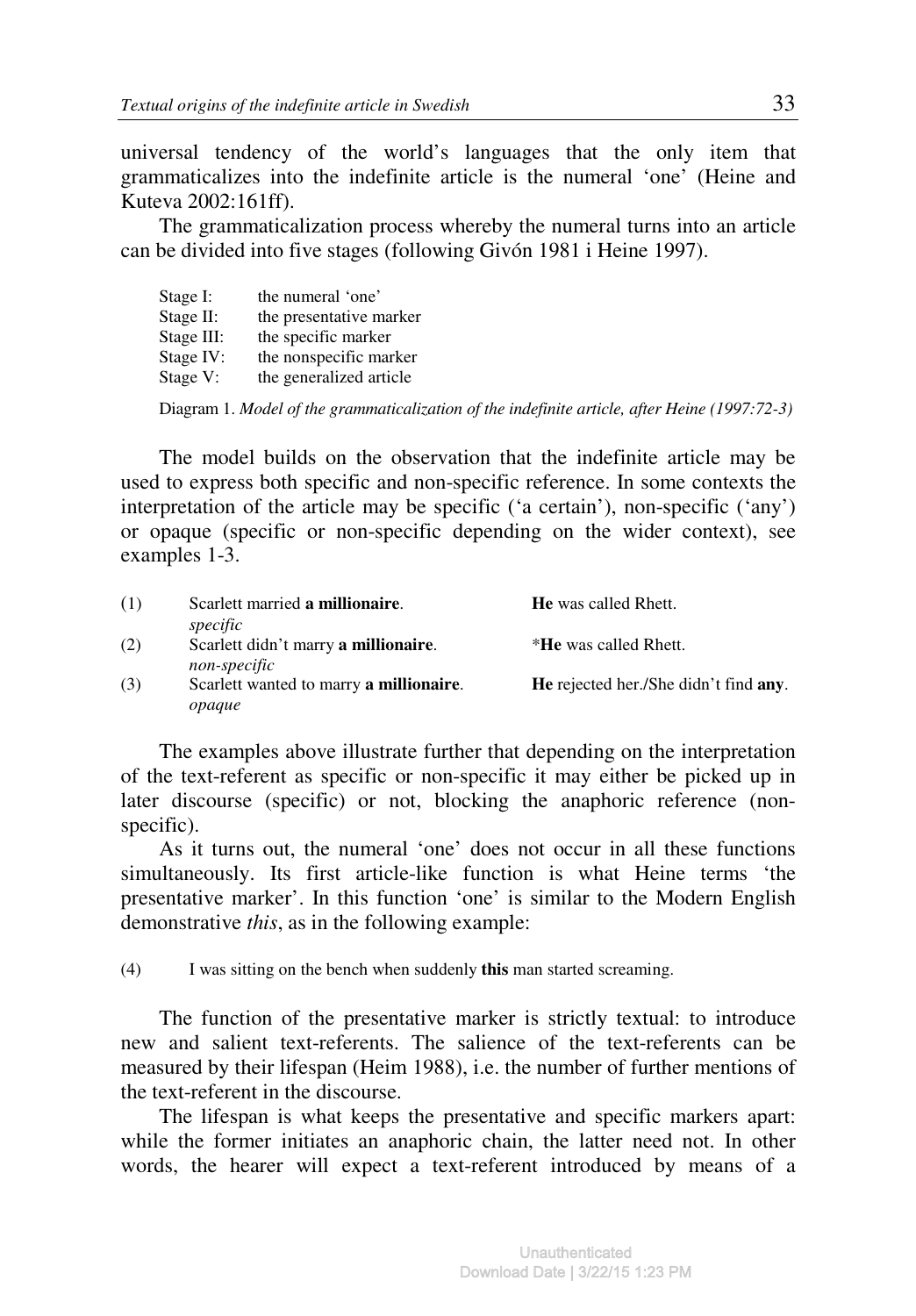universal tendency of the world's languages that the only item that grammaticalizes into the indefinite article is the numeral 'one' (Heine and Kuteva 2002:161ff).

The grammaticalization process whereby the numeral turns into an article can be divided into five stages (following Givón 1981 i Heine 1997).

| | |
|---|---|
| Stage I: | the numeral 'one' |
| Stage II: | the presentative marker |
| Stage III: | the specific marker |
| Stage IV: | the nonspecific marker |
| Stage V: | the generalized article |

Diagram 1. *Model of the grammaticalization of the indefinite article, after Heine (1997:72-3)*

The model builds on the observation that the indefinite article may be used to express both specific and non-specific reference. In some contexts the interpretation of the article may be specific ('a certain'), non-specific ('any') or opaque (specific or non-specific depending on the wider context), see examples 1-3.

| | | |
|---|---|---|
| (1) | Scarlett married **a millionaire**. *specific* | **He** was called Rhett. |
| (2) | Scarlett didn't marry **a millionaire**. *non-specific* | ***He** was called Rhett. |
| (3) | Scarlett wanted to marry **a millionaire**. *opaque* | **He** rejected her./She didn't find **any**. |

The examples above illustrate further that depending on the interpretation of the text-referent as specific or non-specific it may either be picked up in later discourse (specific) or not, blocking the anaphoric reference (non-specific).

As it turns out, the numeral 'one' does not occur in all these functions simultaneously. Its first article-like function is what Heine terms 'the presentative marker'. In this function 'one' is similar to the Modern English demonstrative *this*, as in the following example:

(4) I was sitting on the bench when suddenly **this** man started screaming.

The function of the presentative marker is strictly textual: to introduce new and salient text-referents. The salience of the text-referents can be measured by their lifespan (Heim 1988), i.e. the number of further mentions of the text-referent in the discourse.

The lifespan is what keeps the presentative and specific markers apart: while the former initiates an anaphoric chain, the latter need not. In other words, the hearer will expect a text-referent introduced by means of a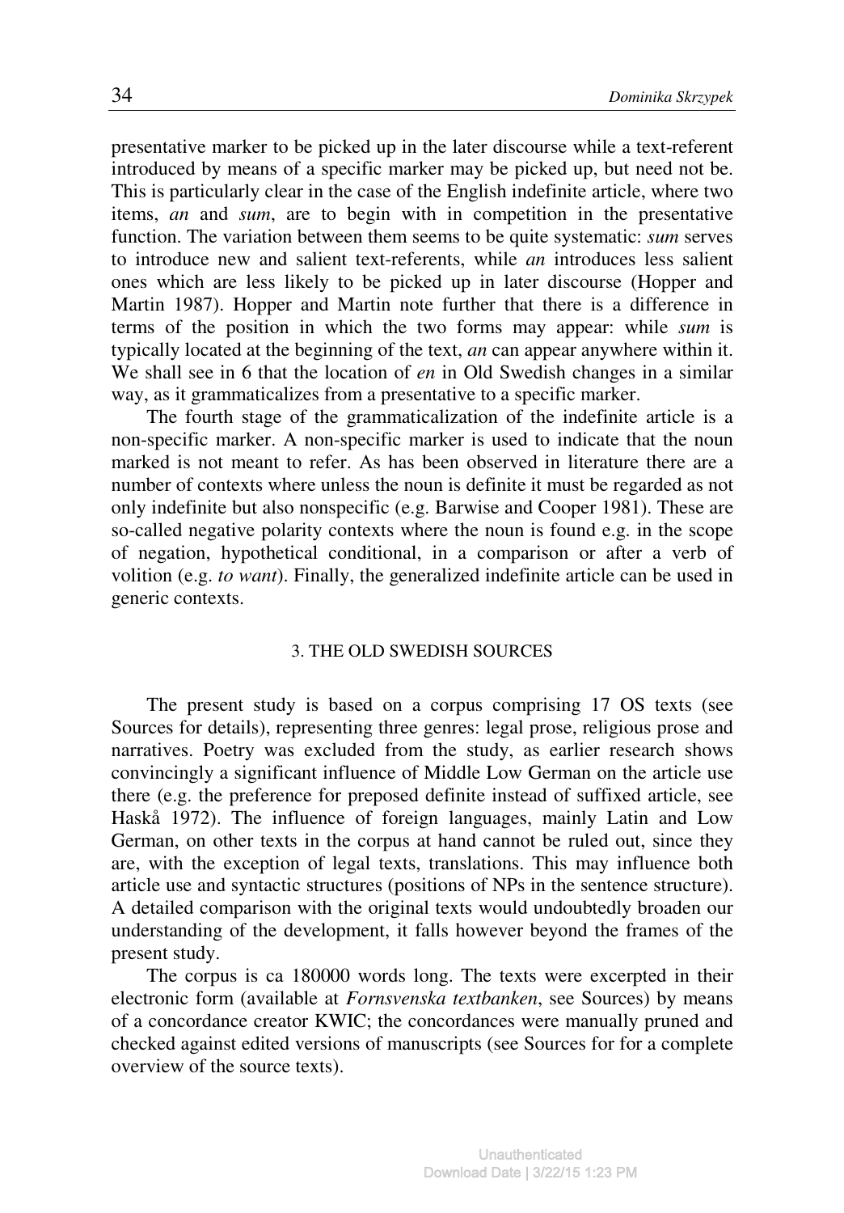presentative marker to be picked up in the later discourse while a text-referent introduced by means of a specific marker may be picked up, but need not be. This is particularly clear in the case of the English indefinite article, where two items, *an* and *sum*, are to begin with in competition in the presentative function. The variation between them seems to be quite systematic: *sum* serves to introduce new and salient text-referents, while *an* introduces less salient ones which are less likely to be picked up in later discourse (Hopper and Martin 1987). Hopper and Martin note further that there is a difference in terms of the position in which the two forms may appear: while *sum* is typically located at the beginning of the text, *an* can appear anywhere within it. We shall see in 6 that the location of *en* in Old Swedish changes in a similar way, as it grammaticalizes from a presentative to a specific marker.

The fourth stage of the grammaticalization of the indefinite article is a non-specific marker. A non-specific marker is used to indicate that the noun marked is not meant to refer. As has been observed in literature there are a number of contexts where unless the noun is definite it must be regarded as not only indefinite but also nonspecific (e.g. Barwise and Cooper 1981). These are so-called negative polarity contexts where the noun is found e.g. in the scope of negation, hypothetical conditional, in a comparison or after a verb of volition (e.g. *to want*). Finally, the generalized indefinite article can be used in generic contexts.

## 3. THE OLD SWEDISH SOURCES

The present study is based on a corpus comprising 17 OS texts (see Sources for details), representing three genres: legal prose, religious prose and narratives. Poetry was excluded from the study, as earlier research shows convincingly a significant influence of Middle Low German on the article use there (e.g. the preference for preposed definite instead of suffixed article, see Haskå 1972). The influence of foreign languages, mainly Latin and Low German, on other texts in the corpus at hand cannot be ruled out, since they are, with the exception of legal texts, translations. This may influence both article use and syntactic structures (positions of NPs in the sentence structure). A detailed comparison with the original texts would undoubtedly broaden our understanding of the development, it falls however beyond the frames of the present study.

The corpus is ca 180000 words long. The texts were excerpted in their electronic form (available at *Fornsvenska textbanken*, see Sources) by means of a concordance creator KWIC; the concordances were manually pruned and checked against edited versions of manuscripts (see Sources for for a complete overview of the source texts).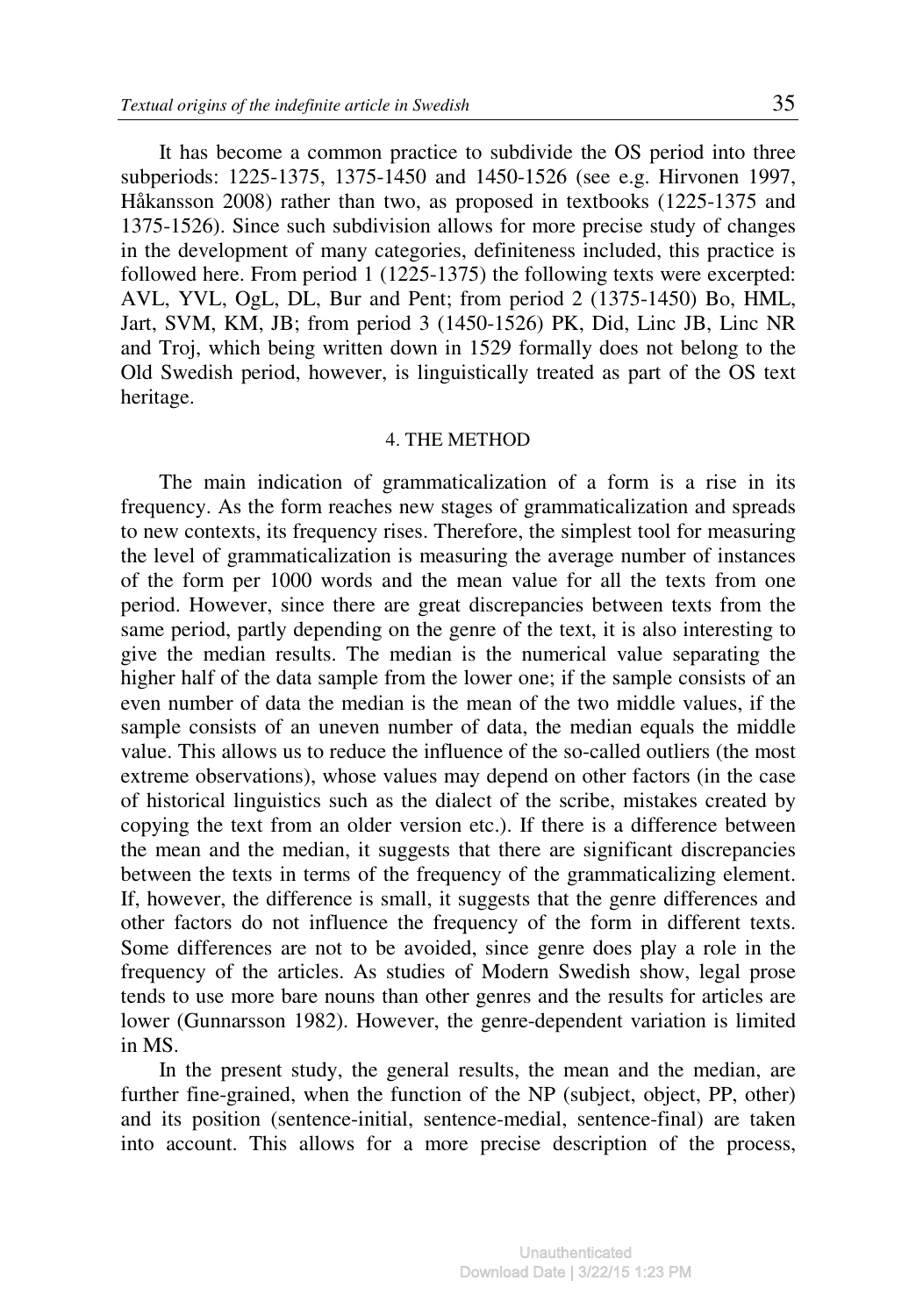It has become a common practice to subdivide the OS period into three subperiods: 1225-1375, 1375-1450 and 1450-1526 (see e.g. Hirvonen 1997, Håkansson 2008) rather than two, as proposed in textbooks (1225-1375 and 1375-1526). Since such subdivision allows for more precise study of changes in the development of many categories, definiteness included, this practice is followed here. From period 1 (1225-1375) the following texts were excerpted: AVL, YVL, OgL, DL, Bur and Pent; from period 2 (1375-1450) Bo, HML, Jart, SVM, KM, JB; from period 3 (1450-1526) PK, Did, Linc JB, Linc NR and Troj, which being written down in 1529 formally does not belong to the Old Swedish period, however, is linguistically treated as part of the OS text heritage.

## 4. THE METHOD

The main indication of grammaticalization of a form is a rise in its frequency. As the form reaches new stages of grammaticalization and spreads to new contexts, its frequency rises. Therefore, the simplest tool for measuring the level of grammaticalization is measuring the average number of instances of the form per 1000 words and the mean value for all the texts from one period. However, since there are great discrepancies between texts from the same period, partly depending on the genre of the text, it is also interesting to give the median results. The median is the numerical value separating the higher half of the data sample from the lower one; if the sample consists of an even number of data the median is the mean of the two middle values, if the sample consists of an uneven number of data, the median equals the middle value. This allows us to reduce the influence of the so-called outliers (the most extreme observations), whose values may depend on other factors (in the case of historical linguistics such as the dialect of the scribe, mistakes created by copying the text from an older version etc.). If there is a difference between the mean and the median, it suggests that there are significant discrepancies between the texts in terms of the frequency of the grammaticalizing element. If, however, the difference is small, it suggests that the genre differences and other factors do not influence the frequency of the form in different texts. Some differences are not to be avoided, since genre does play a role in the frequency of the articles. As studies of Modern Swedish show, legal prose tends to use more bare nouns than other genres and the results for articles are lower (Gunnarsson 1982). However, the genre-dependent variation is limited in MS.

In the present study, the general results, the mean and the median, are further fine-grained, when the function of the NP (subject, object, PP, other) and its position (sentence-initial, sentence-medial, sentence-final) are taken into account. This allows for a more precise description of the process,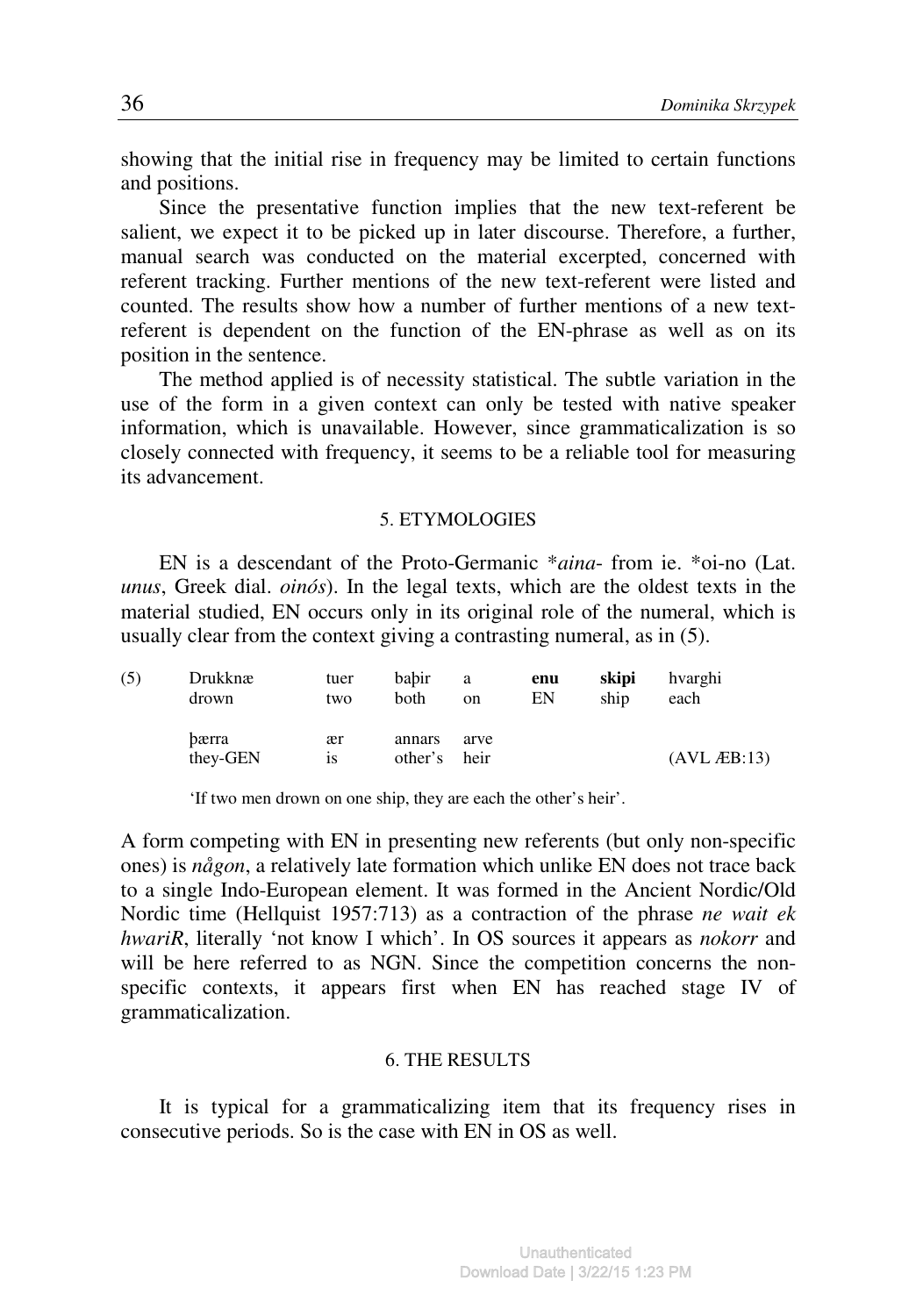showing that the initial rise in frequency may be limited to certain functions and positions.

Since the presentative function implies that the new text-referent be salient, we expect it to be picked up in later discourse. Therefore, a further, manual search was conducted on the material excerpted, concerned with referent tracking. Further mentions of the new text-referent were listed and counted. The results show how a number of further mentions of a new text-referent is dependent on the function of the EN-phrase as well as on its position in the sentence.

The method applied is of necessity statistical. The subtle variation in the use of the form in a given context can only be tested with native speaker information, which is unavailable. However, since grammaticalization is so closely connected with frequency, it seems to be a reliable tool for measuring its advancement.

## 5. ETYMOLOGIES

EN is a descendant of the Proto-Germanic \**aina-* from ie. \*oi-no (Lat. *unus*, Greek dial. *oinós*). In the legal texts, which are the oldest texts in the material studied, EN occurs only in its original role of the numeral, which is usually clear from the context giving a contrasting numeral, as in (5).

| (5) | Drukknæ | tuer | baþir | a | **enu** | **skipi** | hvarghi |
|---|---|---|---|---|---|---|---|
| | drown | two | both | on | EN | ship | each |
| | þærra | ær | annars | arve | | | |
| | they-GEN | is | other's | heir | | | (AVL ÆB:13) |

'If two men drown on one ship, they are each the other's heir'.

A form competing with EN in presenting new referents (but only non-specific ones) is *någon*, a relatively late formation which unlike EN does not trace back to a single Indo-European element. It was formed in the Ancient Nordic/Old Nordic time (Hellquist 1957:713) as a contraction of the phrase *ne wait ek hwariR*, literally 'not know I which'. In OS sources it appears as *nokorr* and will be here referred to as NGN. Since the competition concerns the non-specific contexts, it appears first when EN has reached stage IV of grammaticalization.

## 6. THE RESULTS

It is typical for a grammaticalizing item that its frequency rises in consecutive periods. So is the case with EN in OS as well.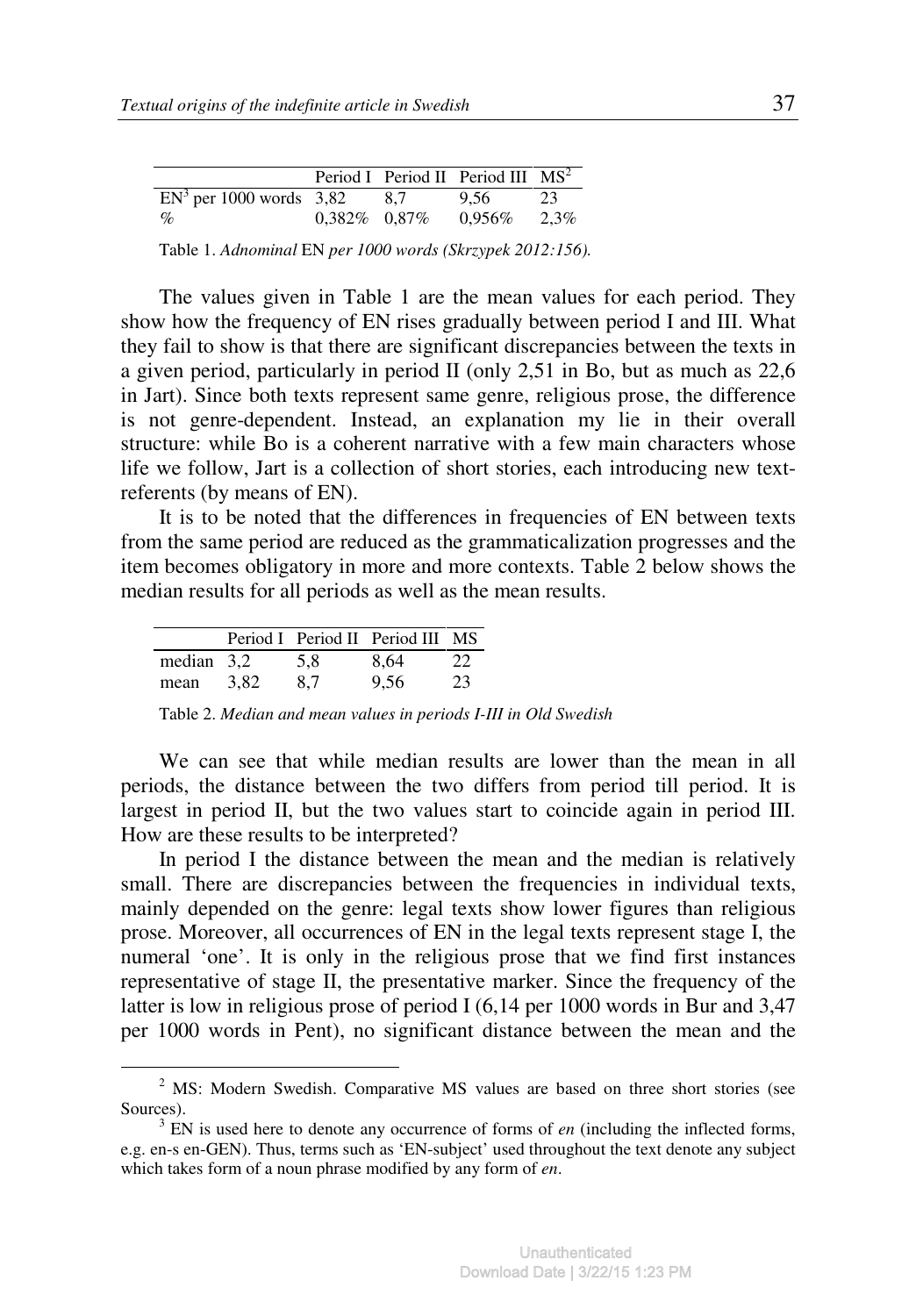| | Period I | Period II | Period III | MS[2] |
|---|---|---|---|---|
| EN[3] per 1000 words | 3,82 | 8,7 | 9,56 | 23 |
| % | 0,382% | 0,87% | 0,956% | 2,3% |

Table 1. *Adnominal* EN *per 1000 words (Skrzypek 2012:156).*

The values given in Table 1 are the mean values for each period. They show how the frequency of EN rises gradually between period I and III. What they fail to show is that there are significant discrepancies between the texts in a given period, particularly in period II (only 2,51 in Bo, but as much as 22,6 in Jart). Since both texts represent same genre, religious prose, the difference is not genre-dependent. Instead, an explanation my lie in their overall structure: while Bo is a coherent narrative with a few main characters whose life we follow, Jart is a collection of short stories, each introducing new text-referents (by means of EN).

It is to be noted that the differences in frequencies of EN between texts from the same period are reduced as the grammaticalization progresses and the item becomes obligatory in more and more contexts. Table 2 below shows the median results for all periods as well as the mean results.

| | Period I | Period II | Period III | MS |
|---|---|---|---|---|
| median | 3,2 | 5,8 | 8,64 | 22 |
| mean | 3,82 | 8,7 | 9,56 | 23 |

Table 2. *Median and mean values in periods I-III in Old Swedish*

We can see that while median results are lower than the mean in all periods, the distance between the two differs from period till period. It is largest in period II, but the two values start to coincide again in period III. How are these results to be interpreted?

In period I the distance between the mean and the median is relatively small. There are discrepancies between the frequencies in individual texts, mainly depended on the genre: legal texts show lower figures than religious prose. Moreover, all occurrences of EN in the legal texts represent stage I, the numeral 'one'. It is only in the religious prose that we find first instances representative of stage II, the presentative marker. Since the frequency of the latter is low in religious prose of period I (6,14 per 1000 words in Bur and 3,47 per 1000 words in Pent), no significant distance between the mean and the

[2] MS: Modern Swedish. Comparative MS values are based on three short stories (see Sources).

[3] EN is used here to denote any occurrence of forms of *en* (including the inflected forms, e.g. en-s en-GEN). Thus, terms such as 'EN-subject' used throughout the text denote any subject which takes form of a noun phrase modified by any form of *en*.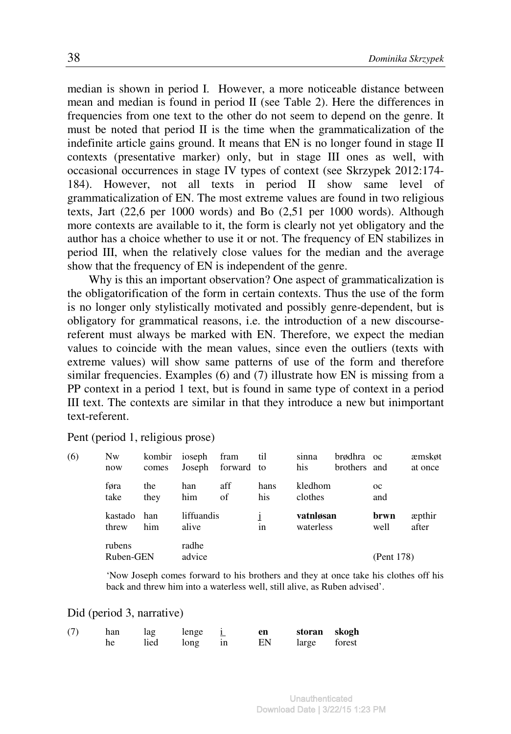median is shown in period I. However, a more noticeable distance between mean and median is found in period II (see Table 2). Here the differences in frequencies from one text to the other do not seem to depend on the genre. It must be noted that period II is the time when the grammaticalization of the indefinite article gains ground. It means that EN is no longer found in stage II contexts (presentative marker) only, but in stage III ones as well, with occasional occurrences in stage IV types of context (see Skrzypek 2012:174-184). However, not all texts in period II show same level of grammaticalization of EN. The most extreme values are found in two religious texts, Jart (22,6 per 1000 words) and Bo (2,51 per 1000 words). Although more contexts are available to it, the form is clearly not yet obligatory and the author has a choice whether to use it or not. The frequency of EN stabilizes in period III, when the relatively close values for the median and the average show that the frequency of EN is independent of the genre.

Why is this an important observation? One aspect of grammaticalization is the obligatorification of the form in certain contexts. Thus the use of the form is no longer only stylistically motivated and possibly genre-dependent, but is obligatory for grammatical reasons, i.e. the introduction of a new discourse-referent must always be marked with EN. Therefore, we expect the median values to coincide with the mean values, since even the outliers (texts with extreme values) will show same patterns of use of the form and therefore similar frequencies. Examples (6) and (7) illustrate how EN is missing from a PP context in a period 1 text, but is found in same type of context in a period III text. The contexts are similar in that they introduce a new but inimportant text-referent.

Pent (period 1, religious prose)

(6) Nw kombir ioseph fram til sinna brødhra oc æmskøt
now comes Joseph forward to his brothers and at once

føra the han aff hans kledhom oc
take they him of his clothes and

kastado han liffuandis i **vatnløsan** **brwn** æpthir
threw him alive in waterless well after

rubens radhe
Ruben-GEN advice (Pent 178)

'Now Joseph comes forward to his brothers and they at once take his clothes off his back and threw him into a waterless well, still alive, as Ruben advised'.

Did (period 3, narrative)

(7) han lag lenge i **en** **storan** **skogh**
he lied long in EN large forest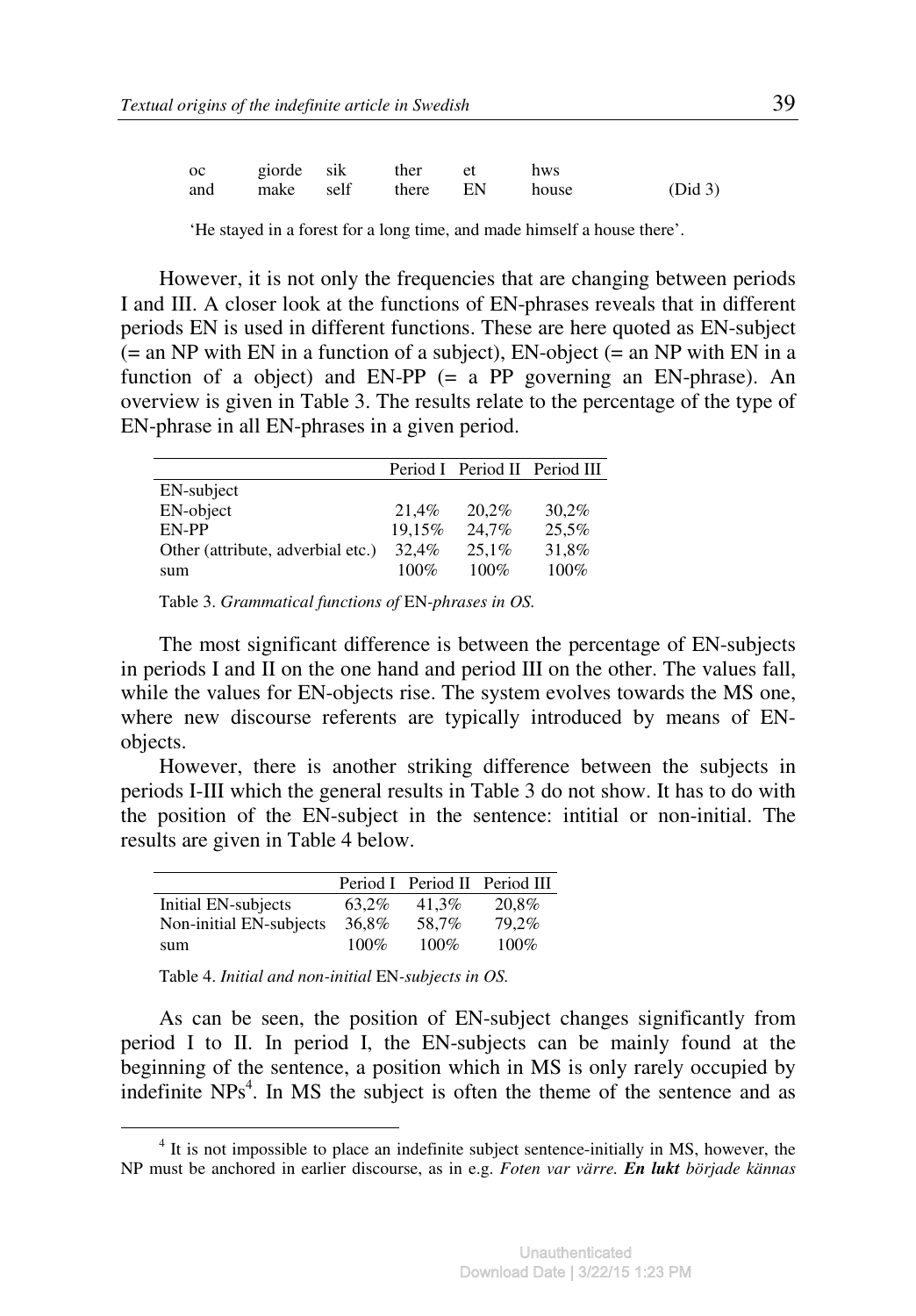| oc | giorde | sik | ther | et | hws | |
|---|---|---|---|---|---|---|
| and | make | self | there | EN | house | (Did 3) |

'He stayed in a forest for a long time, and made himself a house there'.

However, it is not only the frequencies that are changing between periods I and III. A closer look at the functions of EN-phrases reveals that in different periods EN is used in different functions. These are here quoted as EN-subject (= an NP with EN in a function of a subject), EN-object (= an NP with EN in a function of a object) and EN-PP (= a PP governing an EN-phrase). An overview is given in Table 3. The results relate to the percentage of the type of EN-phrase in all EN-phrases in a given period.

| | Period I | Period II | Period III |
|---|---|---|---|
| EN-subject | | | |
| EN-object | 21,4% | 20,2% | 30,2% |
| EN-PP | 19,15% | 24,7% | 25,5% |
| Other (attribute, adverbial etc.) | 32,4% | 25,1% | 31,8% |
| sum | 100% | 100% | 100% |

Table 3. *Grammatical functions of* EN*-phrases in OS.*

The most significant difference is between the percentage of EN-subjects in periods I and II on the one hand and period III on the other. The values fall, while the values for EN-objects rise. The system evolves towards the MS one, where new discourse referents are typically introduced by means of EN-objects.

However, there is another striking difference between the subjects in periods I-III which the general results in Table 3 do not show. It has to do with the position of the EN-subject in the sentence: intitial or non-initial. The results are given in Table 4 below.

| | Period I | Period II | Period III |
|---|---|---|---|
| Initial EN-subjects | 63,2% | 41,3% | 20,8% |
| Non-initial EN-subjects | 36,8% | 58,7% | 79,2% |
| sum | 100% | 100% | 100% |

Table 4. *Initial and non-initial* EN*-subjects in OS.*

As can be seen, the position of EN-subject changes significantly from period I to II. In period I, the EN-subjects can be mainly found at the beginning of the sentence, a position which in MS is only rarely occupied by indefinite NPs[4]. In MS the subject is often the theme of the sentence and as

[4] It is not impossible to place an indefinite subject sentence-initially in MS, however, the NP must be anchored in earlier discourse, as in e.g. *Foten var värre.* ***En lukt*** *började kännas*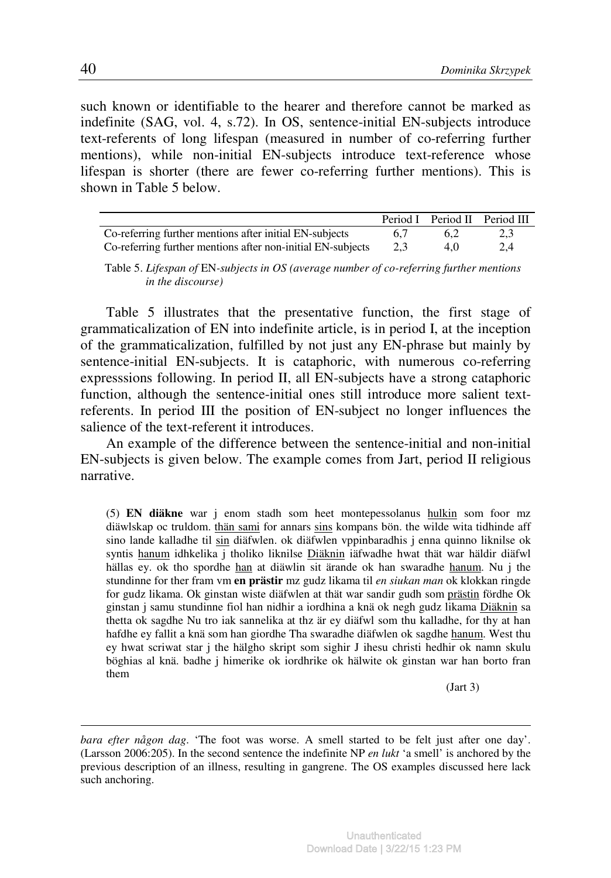such known or identifiable to the hearer and therefore cannot be marked as indefinite (SAG, vol. 4, s.72). In OS, sentence-initial EN-subjects introduce text-referents of long lifespan (measured in number of co-referring further mentions), while non-initial EN-subjects introduce text-reference whose lifespan is shorter (there are fewer co-referring further mentions). This is shown in Table 5 below.

| | Period I | Period II | Period III |
|---|---|---|---|
| Co-referring further mentions after initial EN-subjects | 6,7 | 6,2 | 2,3 |
| Co-referring further mentions after non-initial EN-subjects | 2,3 | 4,0 | 2,4 |

Table 5. *Lifespan of* EN*-subjects in OS (average number of co-referring further mentions in the discourse)*

Table 5 illustrates that the presentative function, the first stage of grammaticalization of EN into indefinite article, is in period I, at the inception of the grammaticalization, fulfilled by not just any EN-phrase but mainly by sentence-initial EN-subjects. It is cataphoric, with numerous co-referring expresssions following. In period II, all EN-subjects have a strong cataphoric function, although the sentence-initial ones still introduce more salient text-referents. In period III the position of EN-subject no longer influences the salience of the text-referent it introduces.

An example of the difference between the sentence-initial and non-initial EN-subjects is given below. The example comes from Jart, period II religious narrative.

(5) **EN diäkne** war j enom stadh som heet montepessolanus hulkin som foor mz diäwlskap oc truldom. thän sami for annars sins kompans bön. the wilde wita tidhinde aff sino lande kalladhe til sin diäfwlen. ok diäfwlen vppinbaradhis j enna quinno liknilse ok syntis hanum idhkelika j tholiko liknilse Diäknin iäfwadhe hwat thät war häldir diäfwl hällas ey. ok tho spordhe han at diäwlin sit ärande ok han swaradhe hanum. Nu j the stundinne for ther fram vm **en prästir** mz gudz likama til *en siukan man* ok klokkan ringde for gudz likama. Ok ginstan wiste diäfwlen at thät war sandir gudh som prästin fördhe Ok ginstan j samu stundinne fiol han nidhir a iordhina a knä ok negh gudz likama Diäknin sa thetta ok sagdhe Nu tro iak sannelika at thz är ey diäfwl som thu kalladhe, for thy at han hafdhe ey fallit a knä som han giordhe Tha swaradhe diäfwlen ok sagdhe hanum. West thu ey hwat scriwat star j the hälgho skript som sighir J ihesu christi hedhir ok namn skulu böghias al knä. badhe j himerike ok iordhrike ok hälwite ok ginstan war han borto fran them

(Jart 3)

---

*bara efter någon dag*. 'The foot was worse. A smell started to be felt just after one day'. (Larsson 2006:205). In the second sentence the indefinite NP *en lukt* 'a smell' is anchored by the previous description of an illness, resulting in gangrene. The OS examples discussed here lack such anchoring.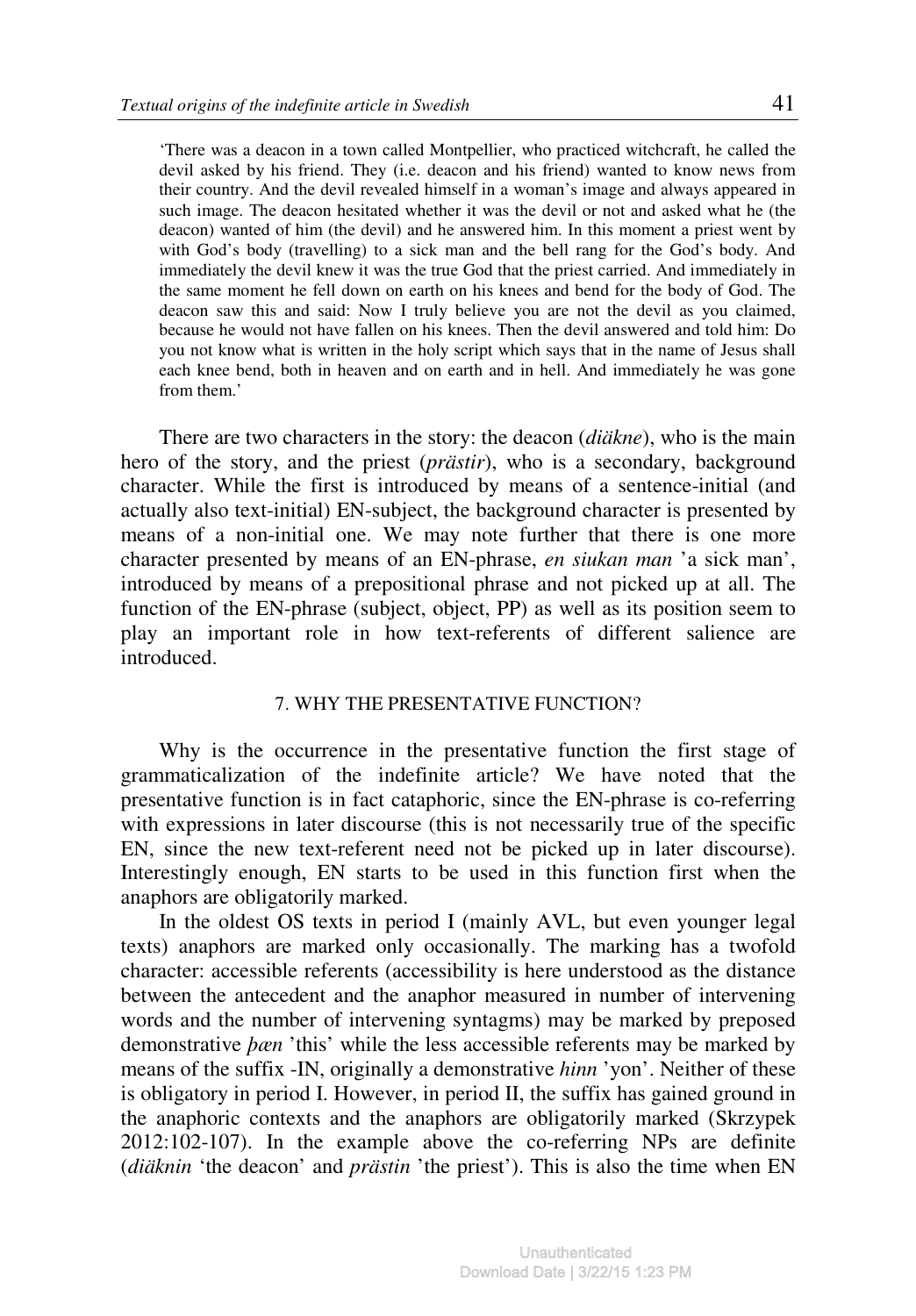'There was a deacon in a town called Montpellier, who practiced witchcraft, he called the devil asked by his friend. They (i.e. deacon and his friend) wanted to know news from their country. And the devil revealed himself in a woman's image and always appeared in such image. The deacon hesitated whether it was the devil or not and asked what he (the deacon) wanted of him (the devil) and he answered him. In this moment a priest went by with God's body (travelling) to a sick man and the bell rang for the God's body. And immediately the devil knew it was the true God that the priest carried. And immediately in the same moment he fell down on earth on his knees and bend for the body of God. The deacon saw this and said: Now I truly believe you are not the devil as you claimed, because he would not have fallen on his knees. Then the devil answered and told him: Do you not know what is written in the holy script which says that in the name of Jesus shall each knee bend, both in heaven and on earth and in hell. And immediately he was gone from them.'

There are two characters in the story: the deacon (*diäkne*), who is the main hero of the story, and the priest (*prästir*), who is a secondary, background character. While the first is introduced by means of a sentence-initial (and actually also text-initial) EN-subject, the background character is presented by means of a non-initial one. We may note further that there is one more character presented by means of an EN-phrase, *en siukan man* 'a sick man', introduced by means of a prepositional phrase and not picked up at all. The function of the EN-phrase (subject, object, PP) as well as its position seem to play an important role in how text-referents of different salience are introduced.

## 7. WHY THE PRESENTATIVE FUNCTION?

Why is the occurrence in the presentative function the first stage of grammaticalization of the indefinite article? We have noted that the presentative function is in fact cataphoric, since the EN-phrase is co-referring with expressions in later discourse (this is not necessarily true of the specific EN, since the new text-referent need not be picked up in later discourse). Interestingly enough, EN starts to be used in this function first when the anaphors are obligatorily marked.

In the oldest OS texts in period I (mainly AVL, but even younger legal texts) anaphors are marked only occasionally. The marking has a twofold character: accessible referents (accessibility is here understood as the distance between the antecedent and the anaphor measured in number of intervening words and the number of intervening syntagms) may be marked by preposed demonstrative *þæn* 'this' while the less accessible referents may be marked by means of the suffix -IN, originally a demonstrative *hinn* 'yon'. Neither of these is obligatory in period I. However, in period II, the suffix has gained ground in the anaphoric contexts and the anaphors are obligatorily marked (Skrzypek 2012:102-107). In the example above the co-referring NPs are definite (*diäknin* 'the deacon' and *prästin* 'the priest'). This is also the time when EN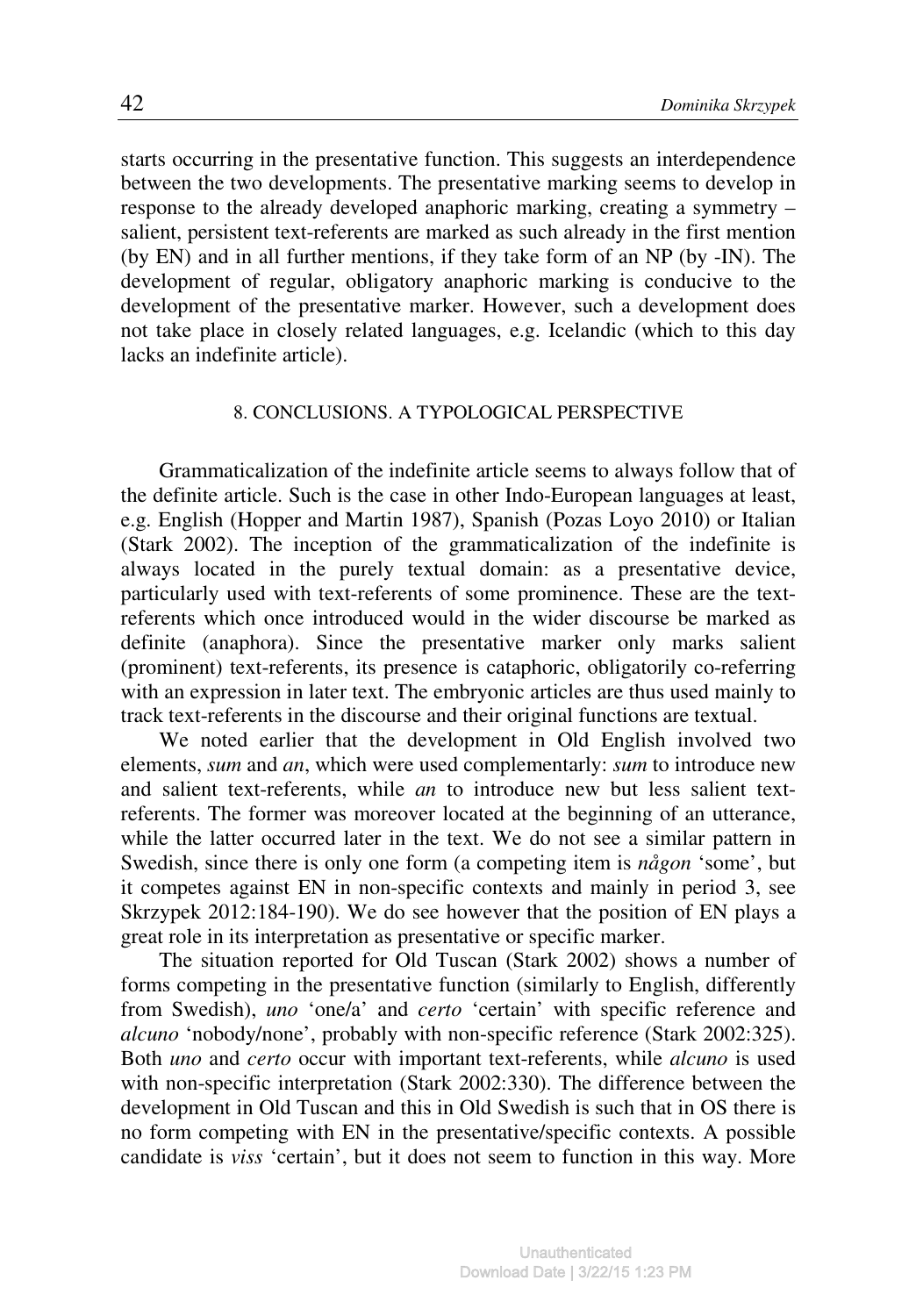starts occurring in the presentative function. This suggests an interdependence between the two developments. The presentative marking seems to develop in response to the already developed anaphoric marking, creating a symmetry – salient, persistent text-referents are marked as such already in the first mention (by EN) and in all further mentions, if they take form of an NP (by -IN). The development of regular, obligatory anaphoric marking is conducive to the development of the presentative marker. However, such a development does not take place in closely related languages, e.g. Icelandic (which to this day lacks an indefinite article).

## 8. CONCLUSIONS. A TYPOLOGICAL PERSPECTIVE

Grammaticalization of the indefinite article seems to always follow that of the definite article. Such is the case in other Indo-European languages at least, e.g. English (Hopper and Martin 1987), Spanish (Pozas Loyo 2010) or Italian (Stark 2002). The inception of the grammaticalization of the indefinite is always located in the purely textual domain: as a presentative device, particularly used with text-referents of some prominence. These are the text-referents which once introduced would in the wider discourse be marked as definite (anaphora). Since the presentative marker only marks salient (prominent) text-referents, its presence is cataphoric, obligatorily co-referring with an expression in later text. The embryonic articles are thus used mainly to track text-referents in the discourse and their original functions are textual.

We noted earlier that the development in Old English involved two elements, *sum* and *an*, which were used complementarily: *sum* to introduce new and salient text-referents, while *an* to introduce new but less salient text-referents. The former was moreover located at the beginning of an utterance, while the latter occurred later in the text. We do not see a similar pattern in Swedish, since there is only one form (a competing item is *någon* 'some', but it competes against EN in non-specific contexts and mainly in period 3, see Skrzypek 2012:184-190). We do see however that the position of EN plays a great role in its interpretation as presentative or specific marker.

The situation reported for Old Tuscan (Stark 2002) shows a number of forms competing in the presentative function (similarly to English, differently from Swedish), *uno* 'one/a' and *certo* 'certain' with specific reference and *alcuno* 'nobody/none', probably with non-specific reference (Stark 2002:325). Both *uno* and *certo* occur with important text-referents, while *alcuno* is used with non-specific interpretation (Stark 2002:330). The difference between the development in Old Tuscan and this in Old Swedish is such that in OS there is no form competing with EN in the presentative/specific contexts. A possible candidate is *viss* 'certain', but it does not seem to function in this way. More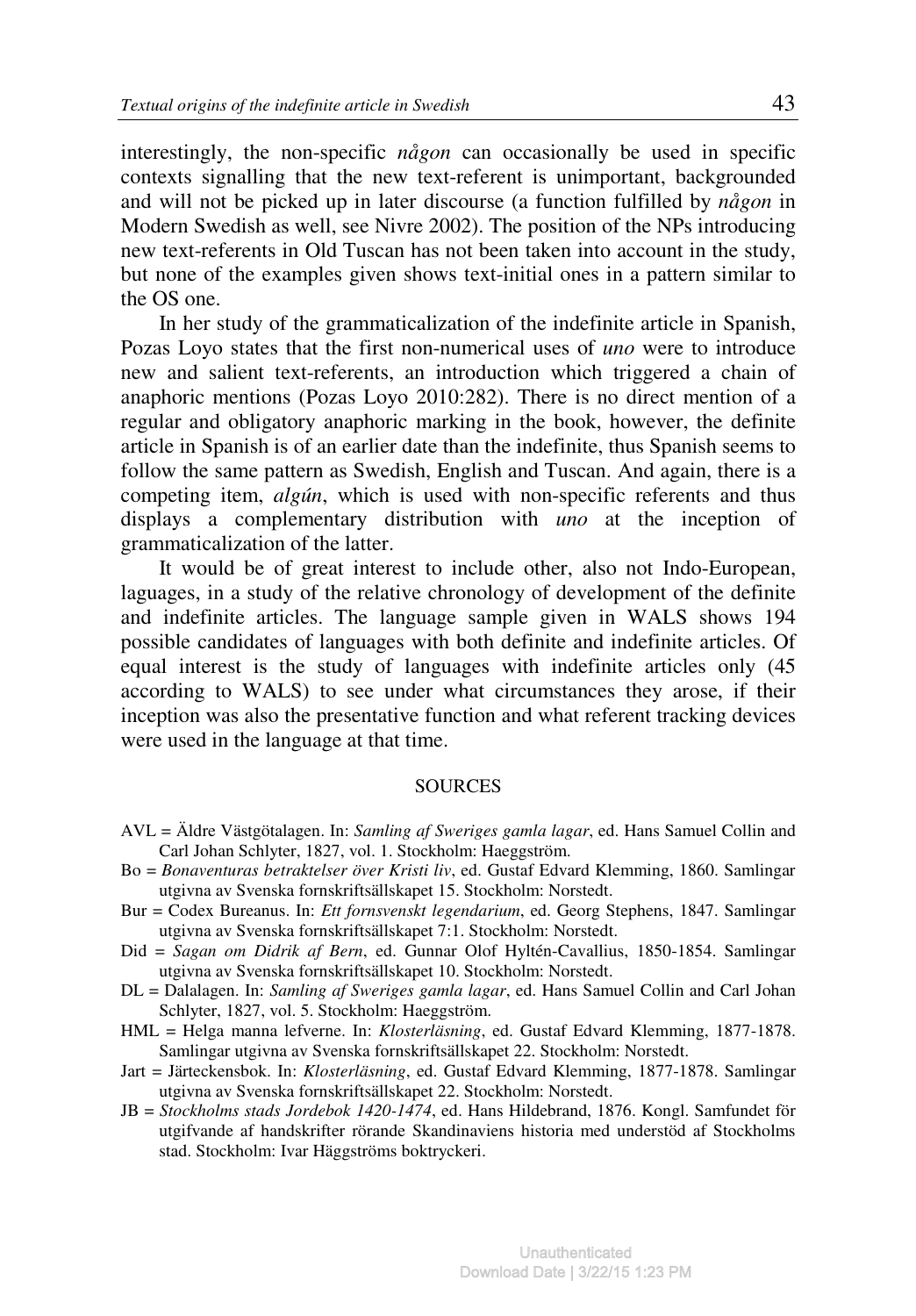interestingly, the non-specific *någon* can occasionally be used in specific contexts signalling that the new text-referent is unimportant, backgrounded and will not be picked up in later discourse (a function fulfilled by *någon* in Modern Swedish as well, see Nivre 2002). The position of the NPs introducing new text-referents in Old Tuscan has not been taken into account in the study, but none of the examples given shows text-initial ones in a pattern similar to the OS one.

In her study of the grammaticalization of the indefinite article in Spanish, Pozas Loyo states that the first non-numerical uses of *uno* were to introduce new and salient text-referents, an introduction which triggered a chain of anaphoric mentions (Pozas Loyo 2010:282). There is no direct mention of a regular and obligatory anaphoric marking in the book, however, the definite article in Spanish is of an earlier date than the indefinite, thus Spanish seems to follow the same pattern as Swedish, English and Tuscan. And again, there is a competing item, *algún*, which is used with non-specific referents and thus displays a complementary distribution with *uno* at the inception of grammaticalization of the latter.

It would be of great interest to include other, also not Indo-European, laguages, in a study of the relative chronology of development of the definite and indefinite articles. The language sample given in WALS shows 194 possible candidates of languages with both definite and indefinite articles. Of equal interest is the study of languages with indefinite articles only (45 according to WALS) to see under what circumstances they arose, if their inception was also the presentative function and what referent tracking devices were used in the language at that time.

## SOURCES

AVL = Äldre Västgötalagen. In: *Samling af Sweriges gamla lagar*, ed. Hans Samuel Collin and Carl Johan Schlyter, 1827, vol. 1. Stockholm: Haeggström.

Bo = *Bonaventuras betraktelser över Kristi liv*, ed. Gustaf Edvard Klemming, 1860. Samlingar utgivna av Svenska fornskriftsällskapet 15. Stockholm: Norstedt.

Bur = Codex Bureanus. In: *Ett fornsvenskt legendarium*, ed. Georg Stephens, 1847. Samlingar utgivna av Svenska fornskriftsällskapet 7:1. Stockholm: Norstedt.

Did = *Sagan om Didrik af Bern*, ed. Gunnar Olof Hyltén-Cavallius, 1850-1854. Samlingar utgivna av Svenska fornskriftsällskapet 10. Stockholm: Norstedt.

DL = Dalalagen. In: *Samling af Sweriges gamla lagar*, ed. Hans Samuel Collin and Carl Johan Schlyter, 1827, vol. 5. Stockholm: Haeggström.

HML = Helga manna lefverne. In: *Klosterläsning*, ed. Gustaf Edvard Klemming, 1877-1878. Samlingar utgivna av Svenska fornskriftsällskapet 22. Stockholm: Norstedt.

Jart = Järteckensbok. In: *Klosterläsning*, ed. Gustaf Edvard Klemming, 1877-1878. Samlingar utgivna av Svenska fornskriftsällskapet 22. Stockholm: Norstedt.

JB = *Stockholms stads Jordebok 1420-1474*, ed. Hans Hildebrand, 1876. Kongl. Samfundet för utgifvande af handskrifter rörande Skandinaviens historia med understöd af Stockholms stad. Stockholm: Ivar Häggströms boktryckeri.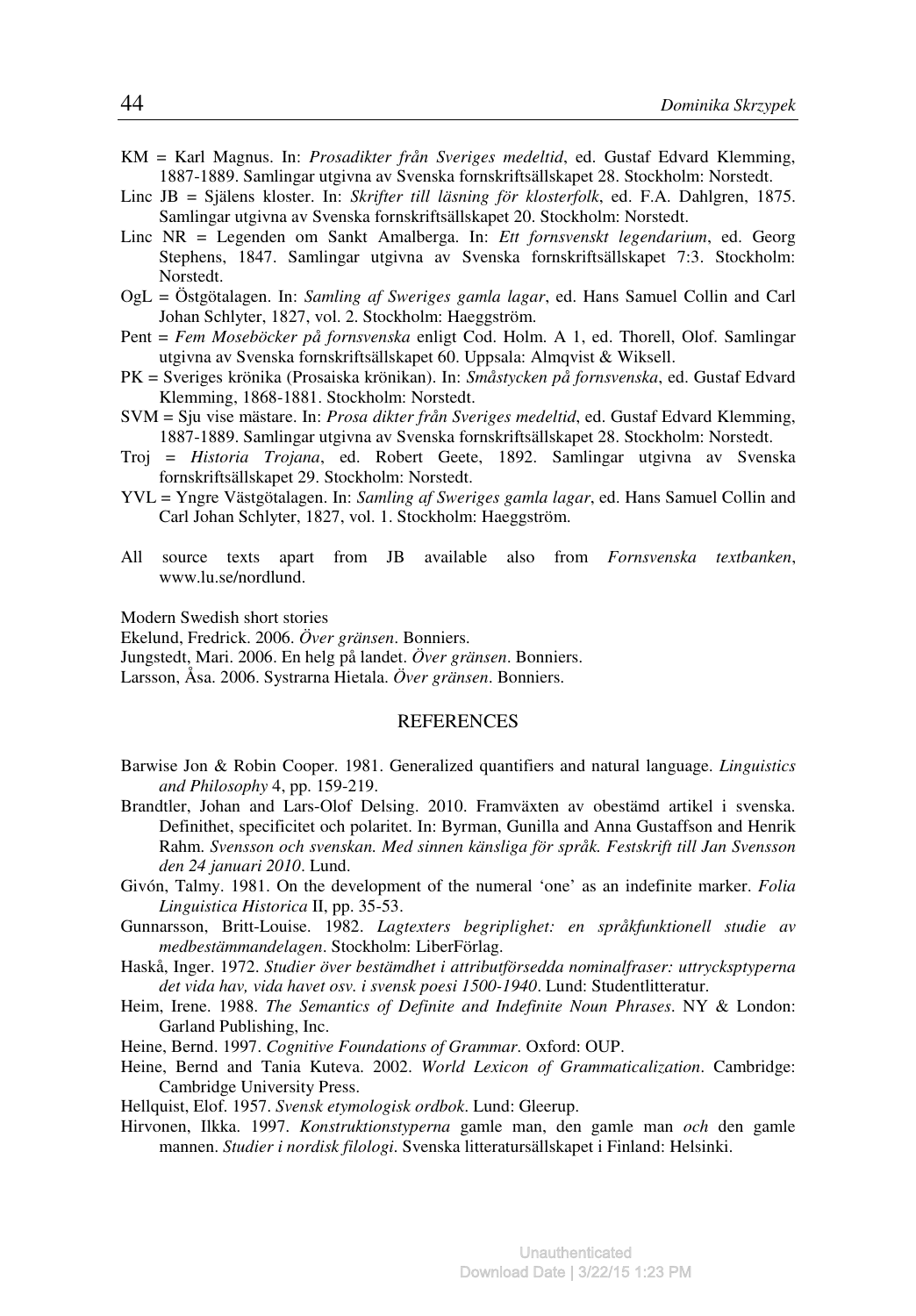KM = Karl Magnus. In: *Prosadikter från Sveriges medeltid*, ed. Gustaf Edvard Klemming, 1887-1889. Samlingar utgivna av Svenska fornskriftsällskapet 28. Stockholm: Norstedt.

Linc JB = Själens kloster. In: *Skrifter till läsning för klosterfolk*, ed. F.A. Dahlgren, 1875. Samlingar utgivna av Svenska fornskriftsällskapet 20. Stockholm: Norstedt.

Linc NR = Legenden om Sankt Amalberga. In: *Ett fornsvenskt legendarium*, ed. Georg Stephens, 1847. Samlingar utgivna av Svenska fornskriftsällskapet 7:3. Stockholm: Norstedt.

OgL = Östgötalagen. In: *Samling af Sveriges gamla lagar*, ed. Hans Samuel Collin and Carl Johan Schlyter, 1827, vol. 2. Stockholm: Haeggström.

Pent = *Fem Moseböcker på fornsvenska* enligt Cod. Holm. A 1, ed. Thorell, Olof. Samlingar utgivna av Svenska fornskriftsällskapet 60. Uppsala: Almqvist & Wiksell.

PK = Sveriges krönika (Prosaiska krönikan). In: *Småstycken på fornsvenska*, ed. Gustaf Edvard Klemming, 1868-1881. Stockholm: Norstedt.

SVM = Sju vise mästare. In: *Prosa dikter från Sveriges medeltid*, ed. Gustaf Edvard Klemming, 1887-1889. Samlingar utgivna av Svenska fornskriftsällskapet 28. Stockholm: Norstedt.

Troj = *Historia Trojana*, ed. Robert Geete, 1892. Samlingar utgivna av Svenska fornskriftsällskapet 29. Stockholm: Norstedt.

YVL = Yngre Västgötalagen. In: *Samling af Sveriges gamla lagar*, ed. Hans Samuel Collin and Carl Johan Schlyter, 1827, vol. 1. Stockholm: Haeggström.

All source texts apart from JB available also from *Fornsvenska textbanken*, www.lu.se/nordlund.

Modern Swedish short stories

Ekelund, Fredrick. 2006. *Över gränsen*. Bonniers.

Jungstedt, Mari. 2006. En helg på landet. *Över gränsen*. Bonniers.

Larsson, Åsa. 2006. Systrarna Hietala. *Över gränsen*. Bonniers.

## REFERENCES

Barwise Jon & Robin Cooper. 1981. Generalized quantifiers and natural language. *Linguistics and Philosophy* 4, pp. 159-219.

Brandtler, Johan and Lars-Olof Delsing. 2010. Framväxten av obestämd artikel i svenska. Definithet, specificitet och polaritet. In: Byrman, Gunilla and Anna Gustaffson and Henrik Rahm. *Svensson och svenskan. Med sinnen känsliga för språk. Festskrift till Jan Svensson den 24 januari 2010*. Lund.

Givón, Talmy. 1981. On the development of the numeral 'one' as an indefinite marker. *Folia Linguistica Historica* II, pp. 35-53.

Gunnarsson, Britt-Louise. 1982. *Lagtexters begriplighet: en språkfunktionell studie av medbestämmandelagen*. Stockholm: LiberFörlag.

Haskå, Inger. 1972. *Studier över bestämdhet i attributförsedda nominalfraser: uttrycksptyperna det vida hav, vida havet osv. i svensk poesi 1500-1940*. Lund: Studentlitteratur.

Heim, Irene. 1988. *The Semantics of Definite and Indefinite Noun Phrases*. NY & London: Garland Publishing, Inc.

Heine, Bernd. 1997. *Cognitive Foundations of Grammar*. Oxford: OUP.

Heine, Bernd and Tania Kuteva. 2002. *World Lexicon of Grammaticalization*. Cambridge: Cambridge University Press.

Hellquist, Elof. 1957. *Svensk etymologisk ordbok*. Lund: Gleerup.

Hirvonen, Ilkka. 1997. *Konstruktionstyperna* gamle man, den gamle man *och* den gamle mannen. *Studier i nordisk filologi*. Svenska litteratursällskapet i Finland: Helsinki.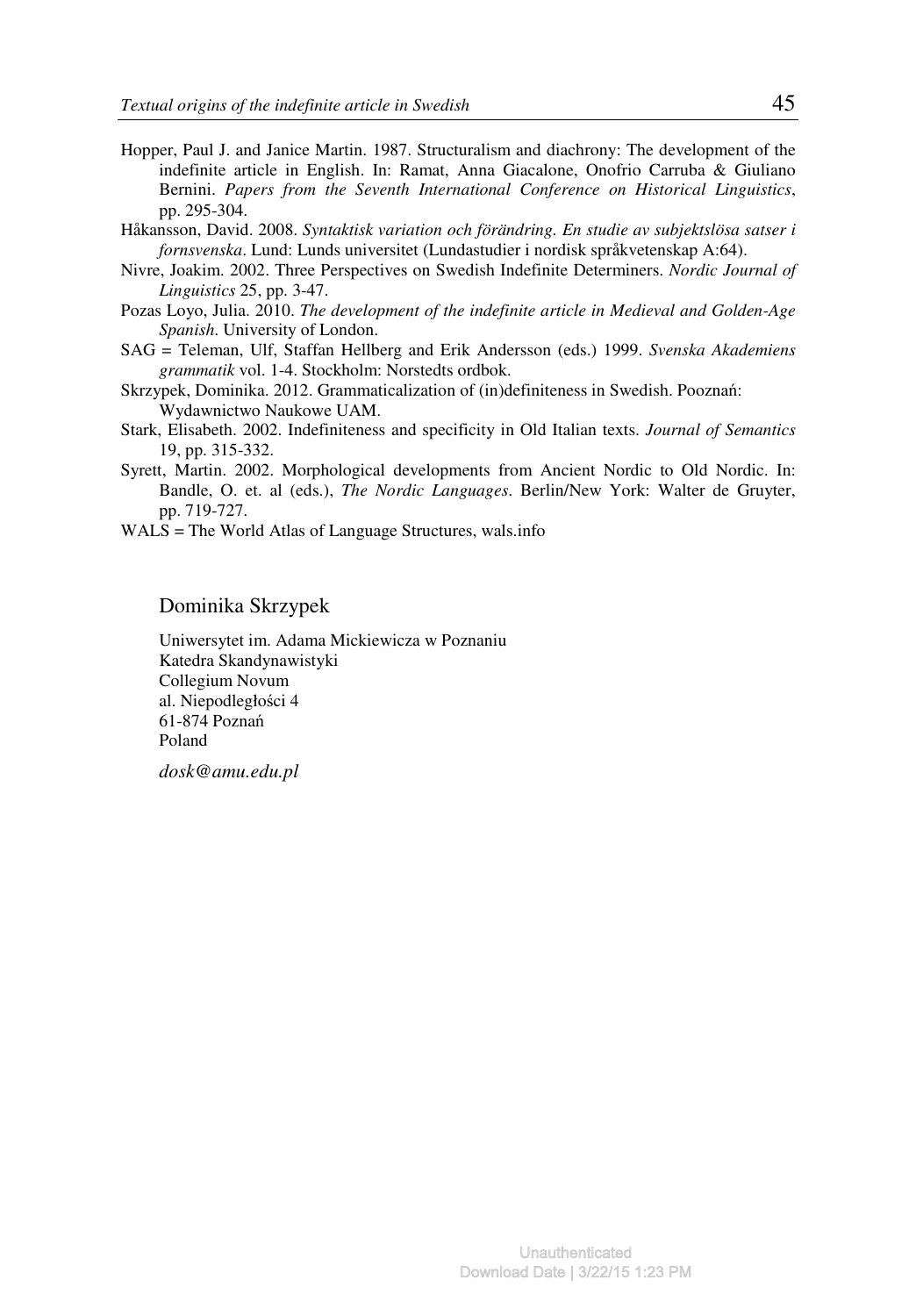Hopper, Paul J. and Janice Martin. 1987. Structuralism and diachrony: The development of the indefinite article in English. In: Ramat, Anna Giacalone, Onofrio Carruba & Giuliano Bernini. *Papers from the Seventh International Conference on Historical Linguistics*, pp. 295-304.

Håkansson, David. 2008. *Syntaktisk variation och förändring. En studie av subjektslösa satser i fornsvenska*. Lund: Lunds universitet (Lundastudier i nordisk språkvetenskap A:64).

Nivre, Joakim. 2002. Three Perspectives on Swedish Indefinite Determiners. *Nordic Journal of Linguistics* 25, pp. 3-47.

Pozas Loyo, Julia. 2010. *The development of the indefinite article in Medieval and Golden-Age Spanish*. University of London.

SAG = Teleman, Ulf, Staffan Hellberg and Erik Andersson (eds.) 1999. *Svenska Akademiens grammatik* vol. 1-4. Stockholm: Norstedts ordbok.

Skrzypek, Dominika. 2012. Grammaticalization of (in)definiteness in Swedish. Poozn​ań: Wydawnictwo Naukowe UAM.

Stark, Elisabeth. 2002. Indefiniteness and specificity in Old Italian texts. *Journal of Semantics* 19, pp. 315-332.

Syrett, Martin. 2002. Morphological developments from Ancient Nordic to Old Nordic. In: Bandle, O. et. al (eds.), *The Nordic Languages*. Berlin/New York: Walter de Gruyter, pp. 719-727.

WALS = The World Atlas of Language Structures, wals.info

Dominika Skrzypek

Uniwersytet im. Adama Mickiewicza w Poznaniu
Katedra Skandynawistyki
Collegium Novum
al. Niepodległości 4
61-874 Poznań
Poland

*dosk@amu.edu.pl*